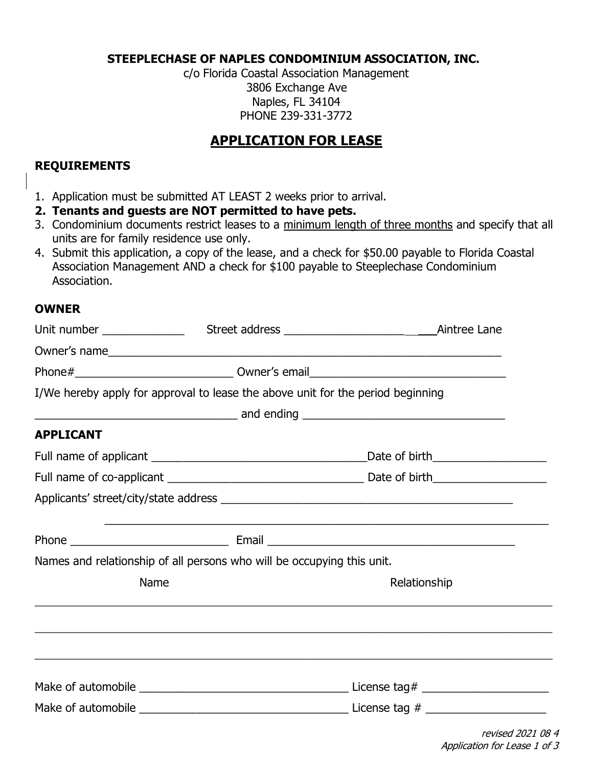**STEEPLECHASE OF NAPLES CONDOMINIUM ASSOCIATION, INC.**
c/o Florida Coastal Association Management
3806 Exchange Ave
Naples, FL 34104
PHONE 239-331-3772

# APPLICATION FOR LEASE

## REQUIREMENTS

1. Application must be submitted AT LEAST 2 weeks prior to arrival.
2. **Tenants and guests are NOT permitted to have pets.**
3. Condominium documents restrict leases to a minimum length of three months and specify that all units are for family residence use only.
4. Submit this application, a copy of the lease, and a check for $50.00 payable to Florida Coastal Association Management AND a check for $100 payable to Steeplechase Condominium Association.

## OWNER

Unit number _____________ Street address ______________________ Aintree Lane

Owner's name_______________________________________________________________

Phone#_________________________ Owner's email________________________________

I/We hereby apply for approval to lease the above unit for the period beginning

________________________________ and ending ________________________________

## APPLICANT

Full name of applicant __________________________________Date of birth__________________

Full name of co-applicant _______________________________ Date of birth__________________

Applicants' street/city/state address _______________________________________________

______________________________________________________________________

Phone _________________________ Email ________________________________________

Names and relationship of all persons who will be occupying this unit.

| Name | Relationship |
|---|---|
| | |
| | |
| | |

Make of automobile _________________________________ License tag# ____________________

Make of automobile _________________________________ License tag # ___________________

*revised 2021 08 4*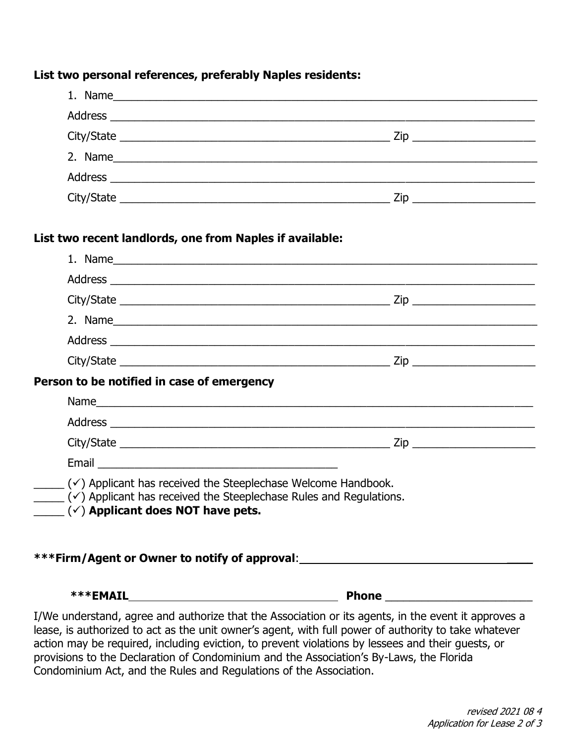**List two personal references, preferably Naples residents:**

1. Name___________________________________________________________________

Address ___________________________________________________________________

City/State ____________________________________________ Zip ____________________

2. Name___________________________________________________________________

Address ___________________________________________________________________

City/State ____________________________________________ Zip ____________________

**List two recent landlords, one from Naples if available:**

1. Name___________________________________________________________________

Address ___________________________________________________________________

City/State ____________________________________________ Zip ____________________

2. Name___________________________________________________________________

Address ___________________________________________________________________

City/State ____________________________________________ Zip ____________________

**Person to be notified in case of emergency**

Name___________________________________________________________________

Address ___________________________________________________________________

City/State ____________________________________________ Zip ____________________

Email ________________________________________

_____ (✓) Applicant has received the Steeplechase Welcome Handbook.

_____ (✓) Applicant has received the Steeplechase Rules and Regulations.

_____ (✓) **Applicant does NOT have pets.**

**\*\*\*Firm/Agent or Owner to notify of approval**:____________________________________

**\*\*\*EMAIL**___________________________________ **Phone** ________________________

I/We understand, agree and authorize that the Association or its agents, in the event it approves a lease, is authorized to act as the unit owner's agent, with full power of authority to take whatever action may be required, including eviction, to prevent violations by lessees and their guests, or provisions to the Declaration of Condominium and the Association's By-Laws, the Florida Condominium Act, and the Rules and Regulations of the Association.

*revised 2021 08 4*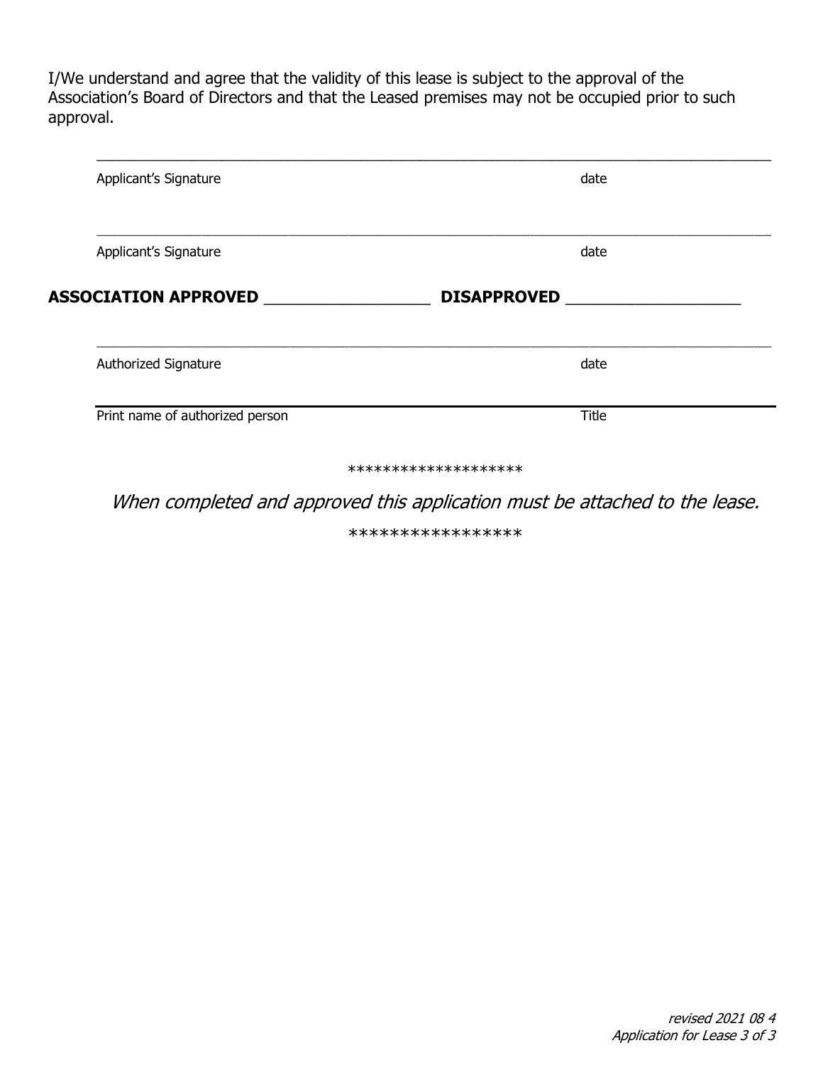I/We understand and agree that the validity of this lease is subject to the approval of the Association's Board of Directors and that the Leased premises may not be occupied prior to such approval.

\_\_\_\_\_\_\_\_\_\_\_\_\_\_\_\_\_\_\_\_\_\_\_\_\_\_\_\_\_\_\_\_\_\_\_\_\_\_\_\_\_\_\_\_\_\_\_\_\_\_\_\_\_\_\_\_\_\_\_\_\_\_\_\_\_\_\_\_\_\_

Applicant's Signature date

\_\_\_\_\_\_\_\_\_\_\_\_\_\_\_\_\_\_\_\_\_\_\_\_\_\_\_\_\_\_\_\_\_\_\_\_\_\_\_\_\_\_\_\_\_\_\_\_\_\_\_\_\_\_\_\_\_\_\_\_\_\_\_\_\_\_\_\_\_\_

Applicant's Signature date

**ASSOCIATION APPROVED** \_\_\_\_\_\_\_\_\_\_\_\_\_\_\_\_\_\_ **DISAPPROVED** \_\_\_\_\_\_\_\_\_\_\_\_\_\_\_\_\_\_\_

\_\_\_\_\_\_\_\_\_\_\_\_\_\_\_\_\_\_\_\_\_\_\_\_\_\_\_\_\_\_\_\_\_\_\_\_\_\_\_\_\_\_\_\_\_\_\_\_\_\_\_\_\_\_\_\_\_\_\_\_\_\_\_\_\_\_\_\_\_\_

Authorized Signature date

\_\_\_\_\_\_\_\_\_\_\_\_\_\_\_\_\_\_\_\_\_\_\_\_\_\_\_\_\_\_\_\_\_\_\_\_\_\_\_\_\_\_\_\_\_\_\_\_\_\_\_\_\_\_\_\_\_\_\_\_\_\_\_\_\_\_\_\_\_\_

Print name of authorized person Title

********************

*When completed and approved this application must be attached to the lease.*

*****************

*revised 2021 08 4*